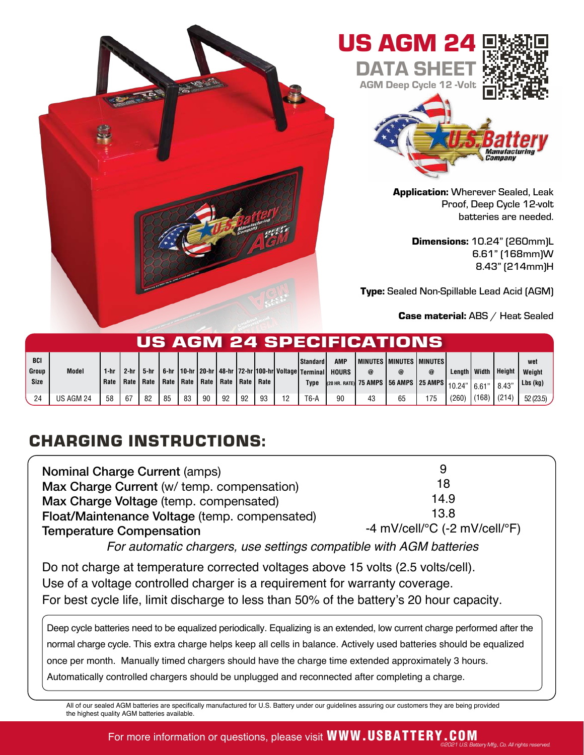# US AGM 24

## DATA SHEET

**AGM Deep Cycle 12 -Volt**

**Application:** Wherever Sealed, Leak Proof, Deep Cycle 12-volt batteries are needed.

**Dimensions:** 10.24" (260mm)L
6.61" (168mm)W
8.43" (214mm)H

**Type:** Sealed Non-Spillable Lead Acid (AGM)

**Case material:** ABS / Heat Sealed

## US AGM 24 SPECIFICATIONS

| BCI Group Size | Model | 1-hr Rate | 2-hr Rate | 5-hr Rate | 6-hr Rate | 10-hr Rate | 20-hr Rate | 48-hr Rate | 72-hr Rate | 100-hr Rate | Voltage | Standard Terminal Type | AMP HOURS (20 HR. RATE) | MINUTES @ 75 AMPS | MINUTES @ 56 AMPS | MINUTES @ 25 AMPS | Length 10.24" | Width 6.61" | Height 8.43" | wet Weight Lbs (kg) |
|---|---|---|---|---|---|---|---|---|---|---|---|---|---|---|---|---|---|---|---|---|
| 24 | US AGM 24 | 58 | 67 | 82 | 85 | 83 | 90 | 92 | 92 | 93 | 12 | T6-A | 90 | 43 | 65 | 175 | (260) | (168) | (214) | 52 (23.5) |

## CHARGING INSTRUCTIONS:

| | |
|---|---|
| Nominal Charge Current (amps) | 9 |
| Max Charge Current (w/ temp. compensation) | 18 |
| Max Charge Voltage (temp. compensated) | 14.9 |
| Float/Maintenance Voltage (temp. compensated) | 13.8 |
| Temperature Compensation | -4 mV/cell/°C (-2 mV/cell/°F) |

*For automatic chargers, use settings compatible with AGM batteries*

Do not charge at temperature corrected voltages above 15 volts (2.5 volts/cell).
Use of a voltage controlled charger is a requirement for warranty coverage.
For best cycle life, limit discharge to less than 50% of the battery's 20 hour capacity.

Deep cycle batteries need to be equalized periodically. Equalizing is an extended, low current charge performed after the normal charge cycle. This extra charge helps keep all cells in balance. Actively used batteries should be equalized once per month. Manually timed chargers should have the charge time extended approximately 3 hours. Automatically controlled chargers should be unplugged and reconnected after completing a charge.

All of our sealed AGM batteries are specifically manufactured for U.S. Battery under our guidelines assuring our customers they are being provided the highest quality AGM batteries available.

For more information or questions, please visit **WWW.USBATTERY.COM**

©2021 U.S. Battery Mfg. Co. All rights reserved.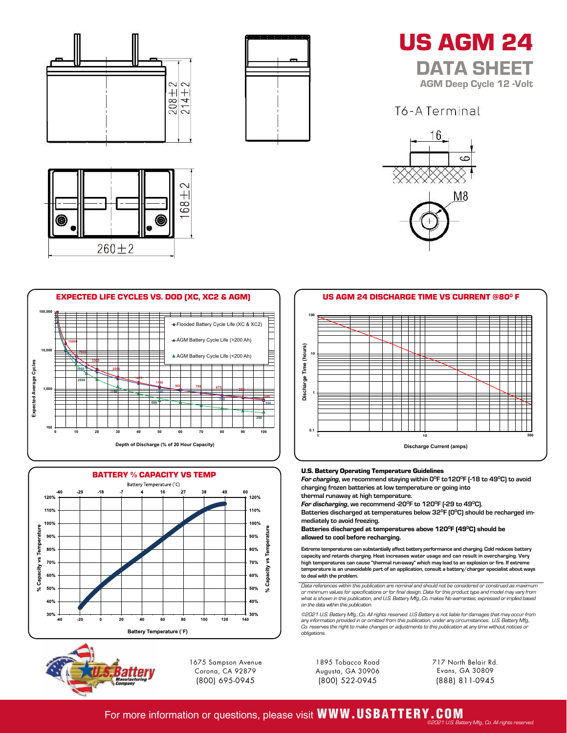# US AGM 24

## DATA SHEET

**AGM Deep Cycle 12 -Volt**

208±2
214±2
168±2
260±2

T6-A Terminal

16
6
M8

## EXPECTED LIFE CYCLES VS. DOD (XC, XC2 & AGM)

Flooded Battery Cycle Life (XC & XC2)
AGM Battery Cycle Life (>200 Ah)
AGM Battery Cycle Life (<200 Ah)

Expected Average Cycles
100,000
10,000
1,000
100

15000
7000
3300
2050
1475
1150
950
780
675
580
500
5000
2550
1150
1000
500
700
350
250

0 10 20 30 40 50 60 70 80 90 100

Depth of Discharge (% of 20 Hour Capacity)

## US AGM 24 DISCHARGE TIME VS CURRENT @80° F

Discharge Time (hours)
100
10
1
0.1

1 10 500

Discharge Current (amps)

## BATTERY % CAPACITY VS TEMP

Battery Temperature (˚C)
-40 -29 -18 -7 4 16 27 38 49 60

% Capacity vs Temperature
120% 110% 100% 90% 80% 70% 60% 50% 40% 30%

-40 -20 0 20 40 60 80 100 120 140

Battery Temperature (˚F)

**U.S. Battery Operating Temperature Guidelines**

***For charging*, we recommend staying within 0°F to120°F (-18 to 49°C) to avoid charging frozen batteries at low temperature or going into thermal runaway at high temperature.**

***For discharging*, we recommend -20°F to 120°F (-29 to 49°C).**

**Batteries discharged at temperatures below 32°F (0°C) should be recharged immediately to avoid freezing.**

**Batteries discharged at temperatures above 120°F (49°C) should be allowed to cool before recharging.**

**Extreme temperatures can substantially affect battery performance and charging. Cold reduces battery capacity and retards charging. Heat increases water usage and can result in overcharging. Very high temperatures can cause "thermal run-away" which may lead to an explosion or fire. If extreme temperature is an unavoidable part of an application, consult a battery/charger specialist about ways to deal with the problem.**

*Data references within this publication are nominal and should not be considered or construed as maximum or minimum values for specifications or for final design. Data for this product type and model may vary from what is shown in this publication, and U.S. Battery Mfg., Co. makes No warranties, expressed or implied based on the data within this publication.*

*©2021 U.S. Battery Mfg., Co. All rights reserved. U.S Battery is not liable for damages that may occur from any information provided in or omitted from this publication, under any circumstances. U.S. Battery Mfg., Co. reserves the right to make changes or adjustments to this publication at any time without notices or obligations.*

U.S. Battery Manufacturing Company

1675 Sampson Avenue
Corona, CA 92879
(800) 695-0945

1895 Tobacco Road
Augusta, GA 30906
(800) 522-0945

717 North Belair Rd.
Evans, GA 30809
(888) 811-0945

For more information or questions, please visit **WWW.USBATTERY.COM**

*©2021 U.S. Battery Mfg., Co. All rights reserved.*